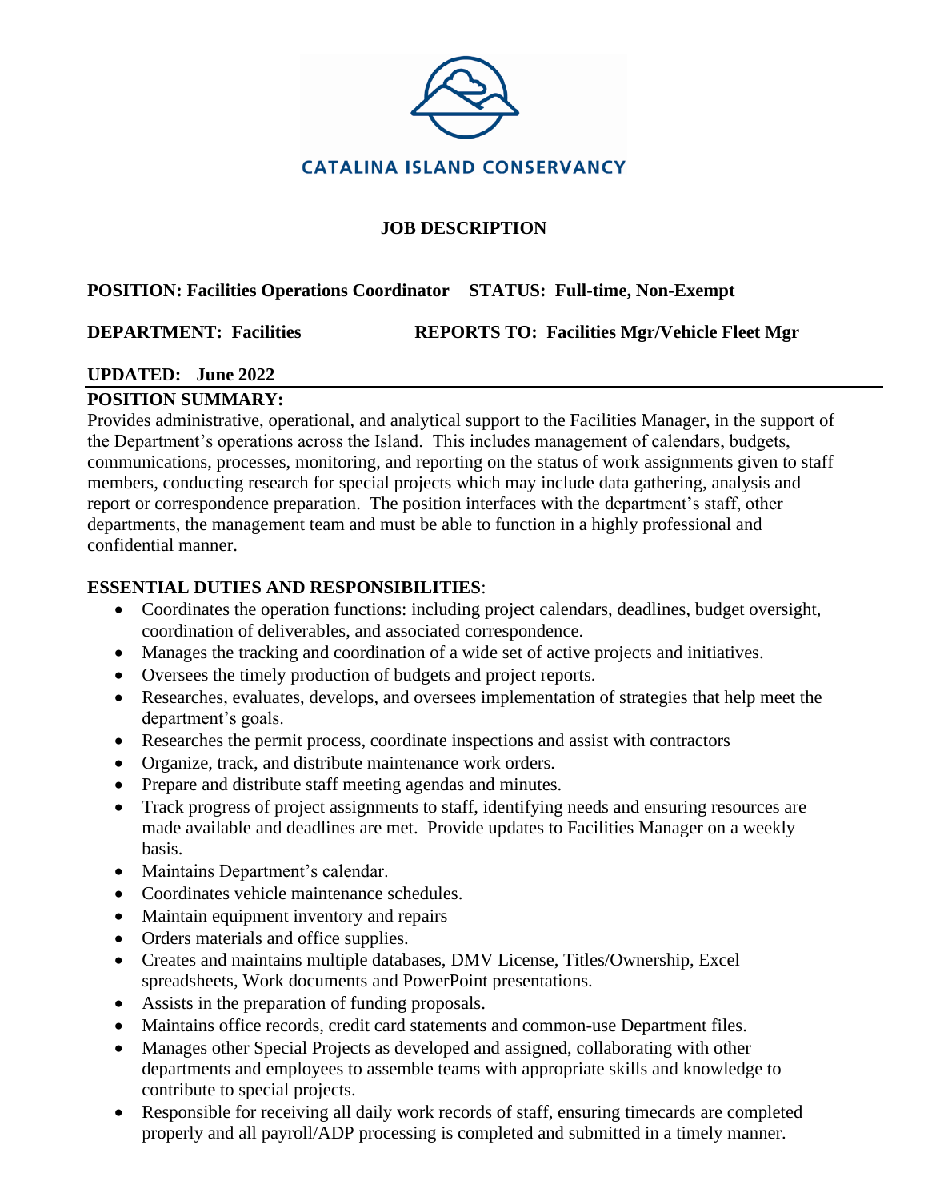CATALINA ISLAND CONSERVANCY

# JOB DESCRIPTION

**POSITION: Facilities Operations Coordinator    STATUS: Full-time, Non-Exempt**

**DEPARTMENT: Facilities    REPORTS TO: Facilities Mgr/Vehicle Fleet Mgr**

**UPDATED: June 2022**

## POSITION SUMMARY:

Provides administrative, operational, and analytical support to the Facilities Manager, in the support of the Department's operations across the Island. This includes management of calendars, budgets, communications, processes, monitoring, and reporting on the status of work assignments given to staff members, conducting research for special projects which may include data gathering, analysis and report or correspondence preparation. The position interfaces with the department's staff, other departments, the management team and must be able to function in a highly professional and confidential manner.

## ESSENTIAL DUTIES AND RESPONSIBILITIES:

- Coordinates the operation functions: including project calendars, deadlines, budget oversight, coordination of deliverables, and associated correspondence.
- Manages the tracking and coordination of a wide set of active projects and initiatives.
- Oversees the timely production of budgets and project reports.
- Researches, evaluates, develops, and oversees implementation of strategies that help meet the department's goals.
- Researches the permit process, coordinate inspections and assist with contractors
- Organize, track, and distribute maintenance work orders.
- Prepare and distribute staff meeting agendas and minutes.
- Track progress of project assignments to staff, identifying needs and ensuring resources are made available and deadlines are met. Provide updates to Facilities Manager on a weekly basis.
- Maintains Department's calendar.
- Coordinates vehicle maintenance schedules.
- Maintain equipment inventory and repairs
- Orders materials and office supplies.
- Creates and maintains multiple databases, DMV License, Titles/Ownership, Excel spreadsheets, Work documents and PowerPoint presentations.
- Assists in the preparation of funding proposals.
- Maintains office records, credit card statements and common-use Department files.
- Manages other Special Projects as developed and assigned, collaborating with other departments and employees to assemble teams with appropriate skills and knowledge to contribute to special projects.
- Responsible for receiving all daily work records of staff, ensuring timecards are completed properly and all payroll/ADP processing is completed and submitted in a timely manner.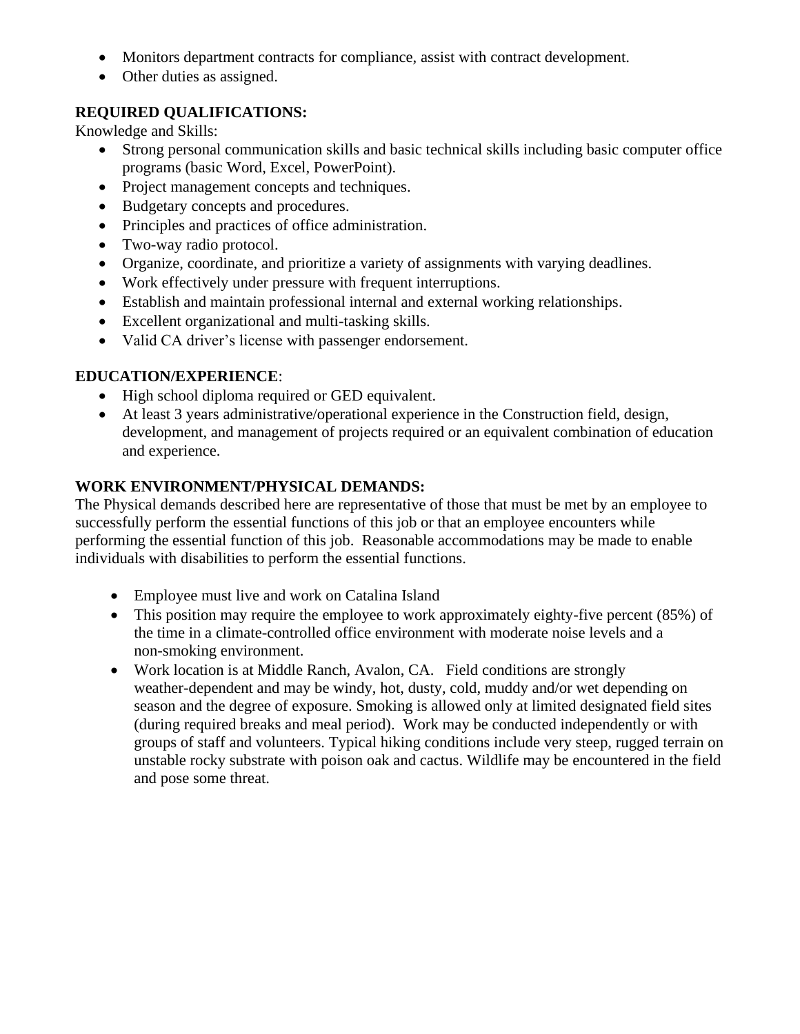- Monitors department contracts for compliance, assist with contract development.
- Other duties as assigned.

**REQUIRED QUALIFICATIONS:**

Knowledge and Skills:

- Strong personal communication skills and basic technical skills including basic computer office programs (basic Word, Excel, PowerPoint).
- Project management concepts and techniques.
- Budgetary concepts and procedures.
- Principles and practices of office administration.
- Two-way radio protocol.
- Organize, coordinate, and prioritize a variety of assignments with varying deadlines.
- Work effectively under pressure with frequent interruptions.
- Establish and maintain professional internal and external working relationships.
- Excellent organizational and multi-tasking skills.
- Valid CA driver's license with passenger endorsement.

**EDUCATION/EXPERIENCE**:

- High school diploma required or GED equivalent.
- At least 3 years administrative/operational experience in the Construction field, design, development, and management of projects required or an equivalent combination of education and experience.

**WORK ENVIRONMENT/PHYSICAL DEMANDS:**

The Physical demands described here are representative of those that must be met by an employee to successfully perform the essential functions of this job or that an employee encounters while performing the essential function of this job. Reasonable accommodations may be made to enable individuals with disabilities to perform the essential functions.

- Employee must live and work on Catalina Island
- This position may require the employee to work approximately eighty-five percent (85%) of the time in a climate-controlled office environment with moderate noise levels and a non-smoking environment.
- Work location is at Middle Ranch, Avalon, CA. Field conditions are strongly weather-dependent and may be windy, hot, dusty, cold, muddy and/or wet depending on season and the degree of exposure. Smoking is allowed only at limited designated field sites (during required breaks and meal period). Work may be conducted independently or with groups of staff and volunteers. Typical hiking conditions include very steep, rugged terrain on unstable rocky substrate with poison oak and cactus. Wildlife may be encountered in the field and pose some threat.